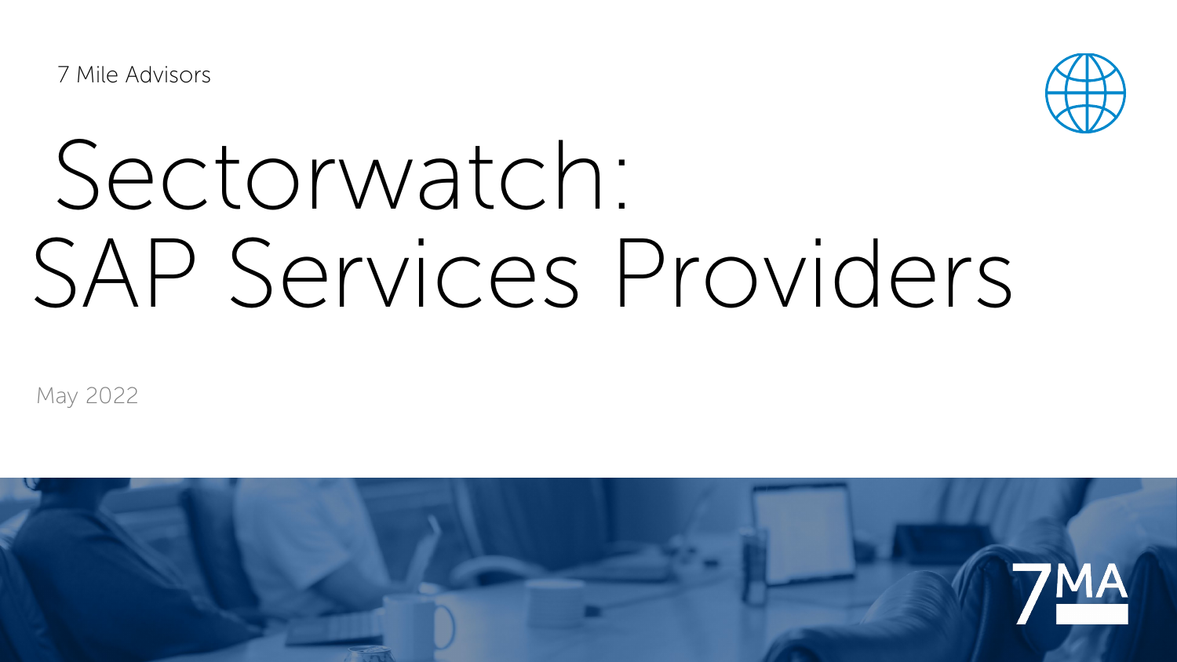7 Mile Advisors

# Sectorwatch: SAP Services Providers

May 2022

7MA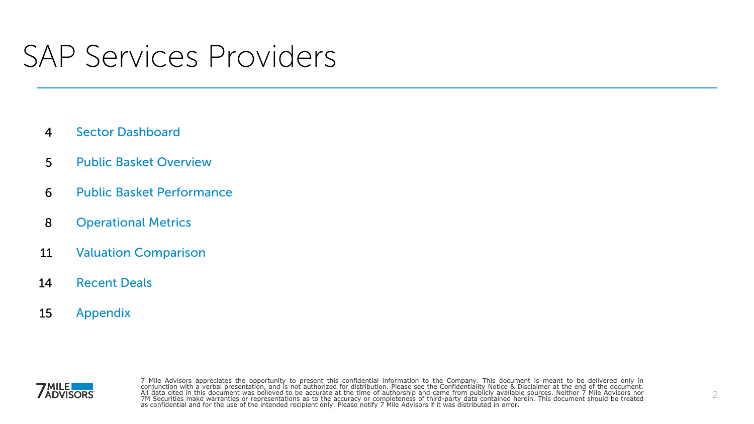# SAP Services Providers

| | |
|---|---|
| 4 | Sector Dashboard |
| 5 | Public Basket Overview |
| 6 | Public Basket Performance |
| 8 | Operational Metrics |
| 11 | Valuation Comparison |
| 14 | Recent Deals |
| 15 | Appendix |

7 Mile Advisors appreciates the opportunity to present this confidential information to the Company. This document is meant to be delivered only in conjunction with a verbal presentation, and is not authorized for distribution. Please see the Confidentiality Notice & Disclaimer at the end of the document. All data cited in this document was believed to be accurate at the time of authorship and came from publicly available sources. Neither 7 Mile Advisors nor 7M Securities make warranties or representations as to the accuracy or completeness of third-party data contained herein. This document should be treated as confidential and for the use of the intended recipient only. Please notify 7 Mile Advisors if it was distributed in error.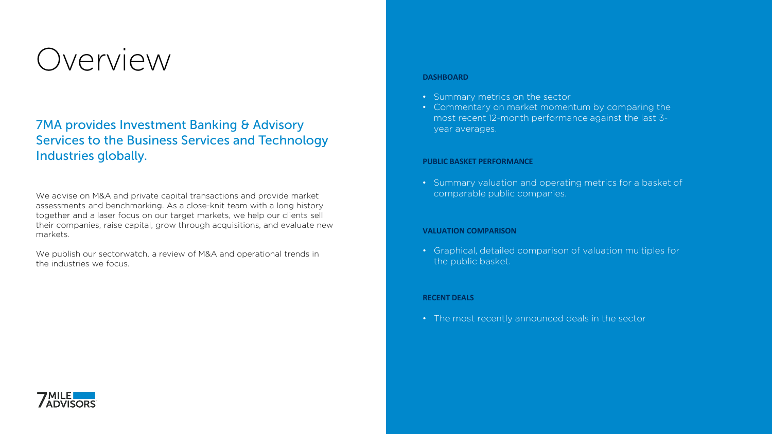# Overview

## 7MA provides Investment Banking & Advisory Services to the Business Services and Technology Industries globally.

We advise on M&A and private capital transactions and provide market assessments and benchmarking. As a close-knit team with a long history together and a laser focus on our target markets, we help our clients sell their companies, raise capital, grow through acquisitions, and evaluate new markets.

We publish our sectorwatch, a review of M&A and operational trends in the industries we focus.

**DASHBOARD**

- Summary metrics on the sector
- Commentary on market momentum by comparing the most recent 12-month performance against the last 3-year averages.

**PUBLIC BASKET PERFORMANCE**

- Summary valuation and operating metrics for a basket of comparable public companies.

**VALUATION COMPARISON**

- Graphical, detailed comparison of valuation multiples for the public basket.

**RECENT DEALS**

- The most recently announced deals in the sector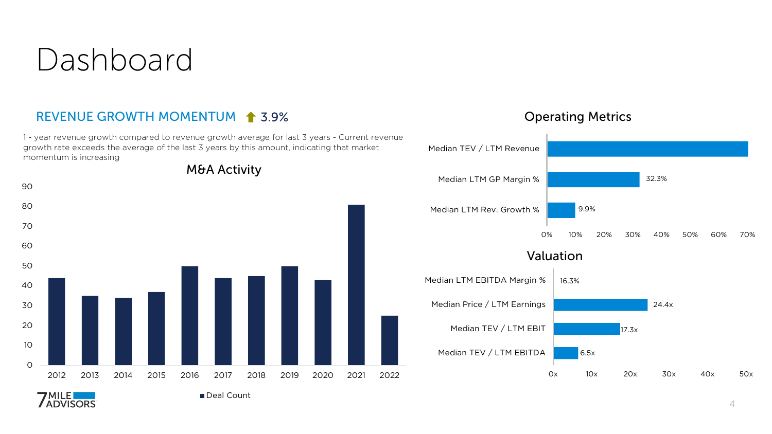# Dashboard

## REVENUE GROWTH MOMENTUM ⬆ 3.9%

1 - year revenue growth compared to revenue growth average for last 3 years - Current revenue growth rate exceeds the average of the last 3 years by this amount, indicating that market momentum is increasing

### M&A Activity

| Year | Deal Count |
|---|---|
| 2012 | 44 |
| 2013 | 35 |
| 2014 | 34 |
| 2015 | 37 |
| 2016 | 50 |
| 2017 | 44 |
| 2018 | 45 |
| 2019 | 50 |
| 2020 | 43 |
| 2021 | 81 |
| 2022 | 25 |

### Operating Metrics

| Metric | Value |
|---|---|
| Median TEV / LTM Revenue | |
| Median LTM GP Margin % | 32.3% |
| Median LTM Rev. Growth % | 9.9% |

### Valuation

| Metric | Value |
|---|---|
| Median LTM EBITDA Margin % | 16.3% |
| Median Price / LTM Earnings | 24.4x |
| Median TEV / LTM EBIT | 17.3x |
| Median TEV / LTM EBITDA | 6.5x |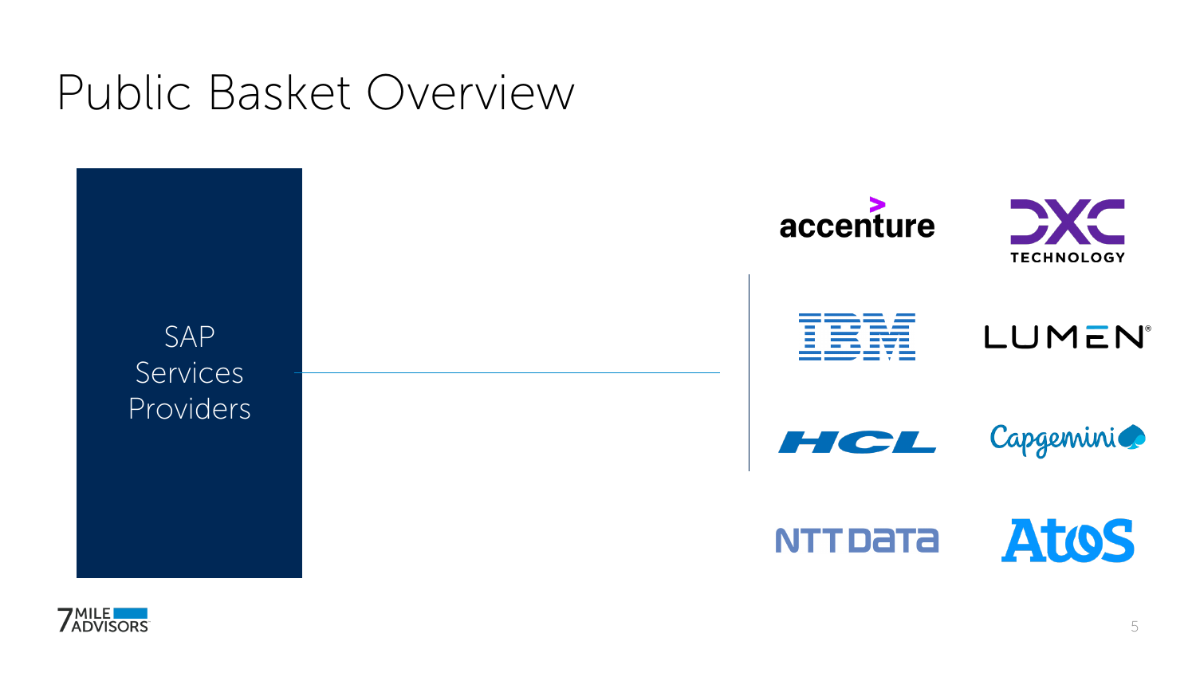# Public Basket Overview

SAP Services Providers

- accenture
- DXC TECHNOLOGY
- IBM
- LUMEN
- HCL
- Capgemini
- NTT DATA
- Atos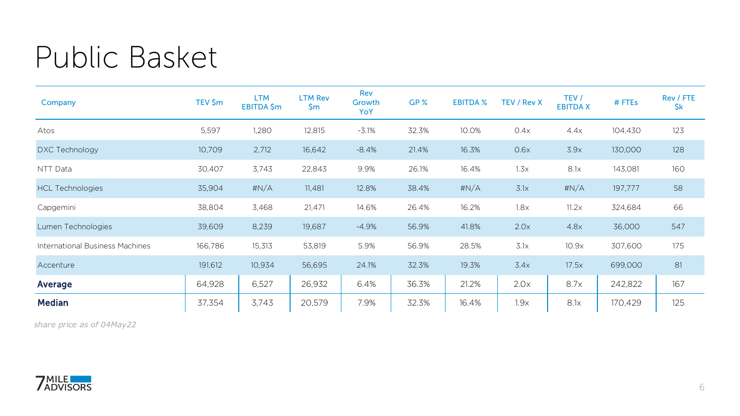# Public Basket

| Company | TEV $m | LTM EBITDA $m | LTM Rev $m | Rev Growth YoY | GP % | EBITDA % | TEV / Rev X | TEV / EBITDA X | # FTEs | Rev / FTE $k |
|---|---|---|---|---|---|---|---|---|---|---|
| Atos | 5,597 | 1,280 | 12,815 | -3.1% | 32.3% | 10.0% | 0.4x | 4.4x | 104,430 | 123 |
| DXC Technology | 10,709 | 2,712 | 16,642 | -8.4% | 21.4% | 16.3% | 0.6x | 3.9x | 130,000 | 128 |
| NTT Data | 30,407 | 3,743 | 22,843 | 9.9% | 26.1% | 16.4% | 1.3x | 8.1x | 143,081 | 160 |
| HCL Technologies | 35,904 | #N/A | 11,481 | 12.8% | 38.4% | #N/A | 3.1x | #N/A | 197,777 | 58 |
| Capgemini | 38,804 | 3,468 | 21,471 | 14.6% | 26.4% | 16.2% | 1.8x | 11.2x | 324,684 | 66 |
| Lumen Technologies | 39,609 | 8,239 | 19,687 | -4.9% | 56.9% | 41.8% | 2.0x | 4.8x | 36,000 | 547 |
| International Business Machines | 166,786 | 15,313 | 53,819 | 5.9% | 56.9% | 28.5% | 3.1x | 10.9x | 307,600 | 175 |
| Accenture | 191,612 | 10,934 | 56,695 | 24.1% | 32.3% | 19.3% | 3.4x | 17.5x | 699,000 | 81 |
| **Average** | 64,928 | 6,527 | 26,932 | 6.4% | 36.3% | 21.2% | 2.0x | 8.7x | 242,822 | 167 |
| **Median** | 37,354 | 3,743 | 20,579 | 7.9% | 32.3% | 16.4% | 1.9x | 8.1x | 170,429 | 125 |

*share price as of 04May22*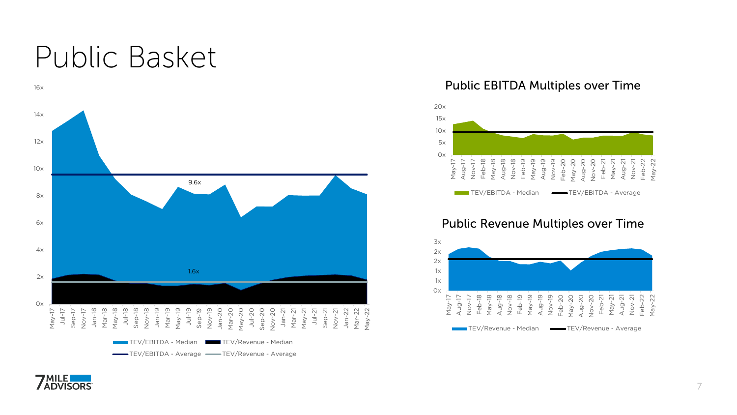# Public Basket

16x
14x
12x
10x
8x
6x
4x
2x
0x

9.6x

1.6x

May-17, Jul-17, Sep-17, Nov-17, Jan-18, Mar-18, May-18, Jul-18, Sep-18, Nov-18, Jan-19, Mar-19, May-19, Jul-19, Sep-19, Nov-19, Jan-20, Mar-20, May-20, Jul-20, Sep-20, Nov-20, Jan-21, Mar-21, May-21, Jul-21, Sep-21, Nov-21, Jan-22, Mar-22, May-22

TEV/EBITDA - Median | TEV/Revenue - Median | TEV/EBITDA - Average | TEV/Revenue - Average

## Public EBITDA Multiples over Time

20x
15x
10x
5x
0x

May-17, Aug-17, Nov-17, Feb-18, May-18, Aug-18, Nov-18, Feb-19, May-19, Aug-19, Nov-19, Feb-20, May-20, Aug-20, Nov-20, Feb-21, May-21, Aug-21, Nov-21, Feb-22, May-22

TEV/EBITDA - Median | TEV/EBITDA - Average

## Public Revenue Multiples over Time

3x
2x
2x
1x
1x
0x

May-17, Aug-17, Nov-17, Feb-18, May-18, Aug-18, Nov-18, Feb-19, May-19, Aug-19, Nov-19, Feb-20, May-20, Aug-20, Nov-20, Feb-21, May-21, Aug-21, Nov-21, Feb-22, May-22

TEV/Revenue - Median | TEV/Revenue - Average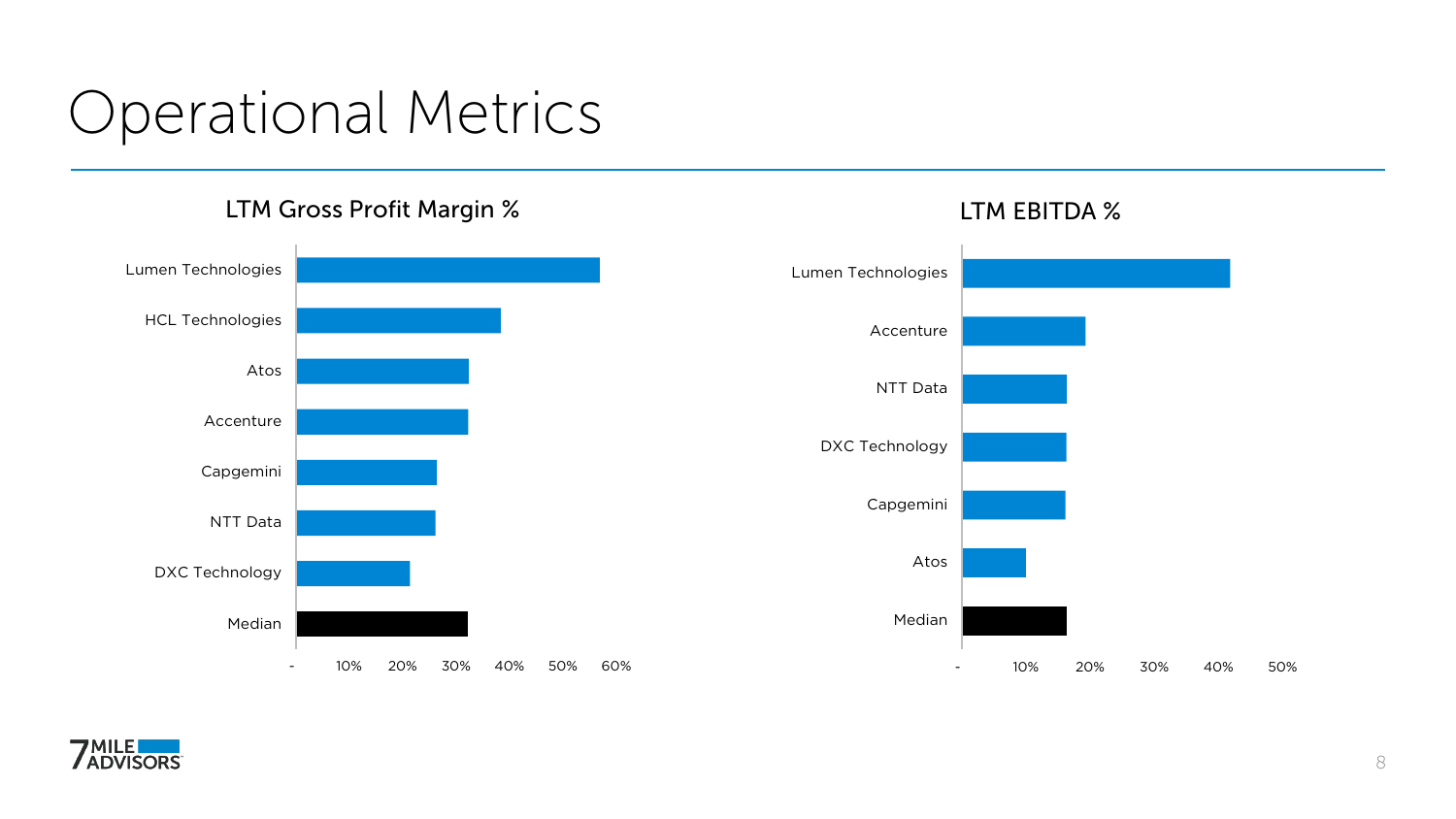# Operational Metrics

## LTM Gross Profit Margin %

- Lumen Technologies
- HCL Technologies
- Atos
- Accenture
- Capgemini
- NTT Data
- DXC Technology
- Median

Axis: - | 10% | 20% | 30% | 40% | 50% | 60%

## LTM EBITDA %

- Lumen Technologies
- Accenture
- NTT Data
- DXC Technology
- Capgemini
- Atos
- Median

Axis: - | 10% | 20% | 30% | 40% | 50%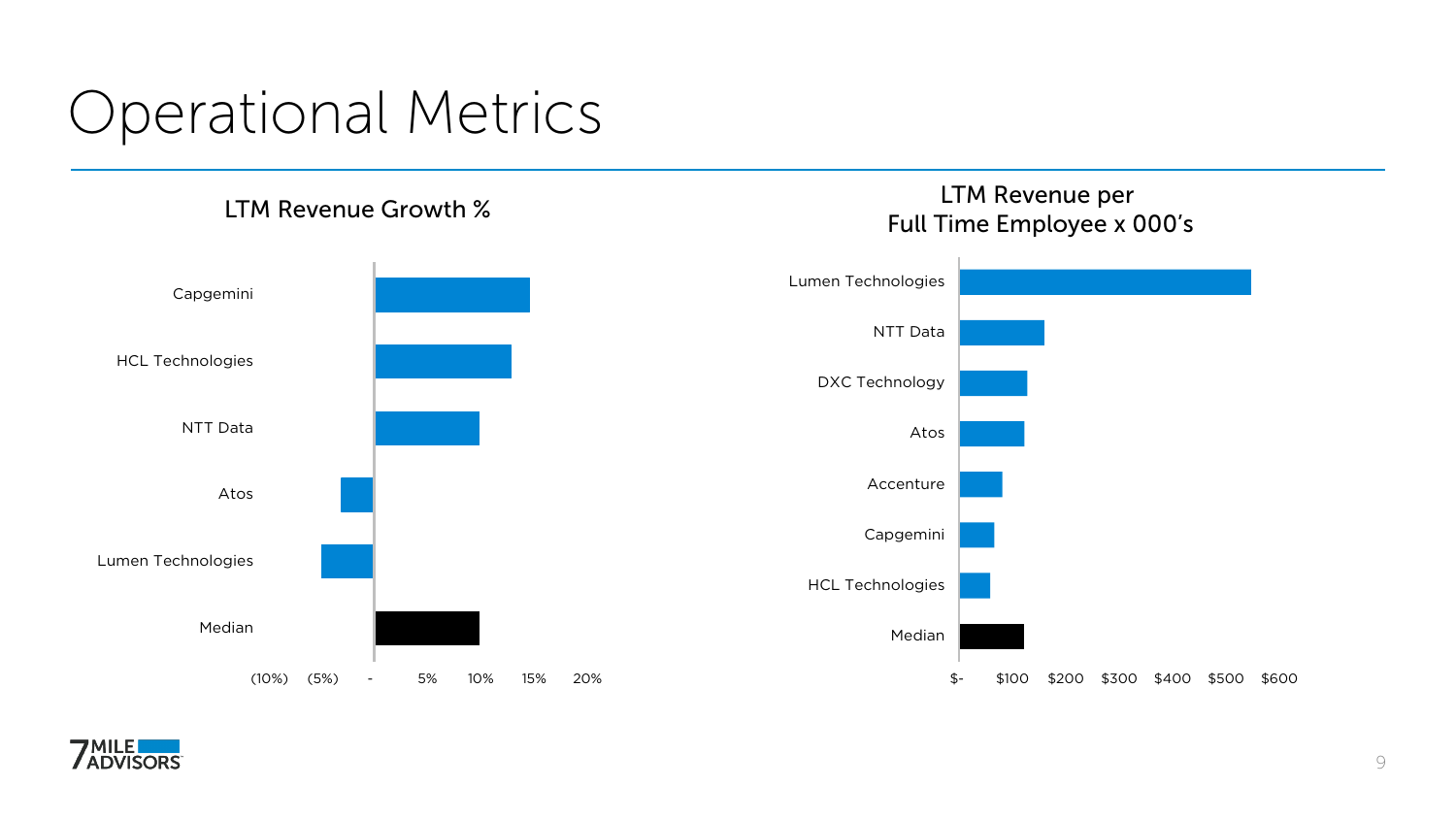# Operational Metrics

## LTM Revenue Growth %

Capgemini

HCL Technologies

NTT Data

Atos

Lumen Technologies

Median

(10%) (5%) - 5% 10% 15% 20%

## LTM Revenue per Full Time Employee x 000's

Lumen Technologies

NTT Data

DXC Technology

Atos

Accenture

Capgemini

HCL Technologies

Median

$- $100 $200 $300 $400 $500 $600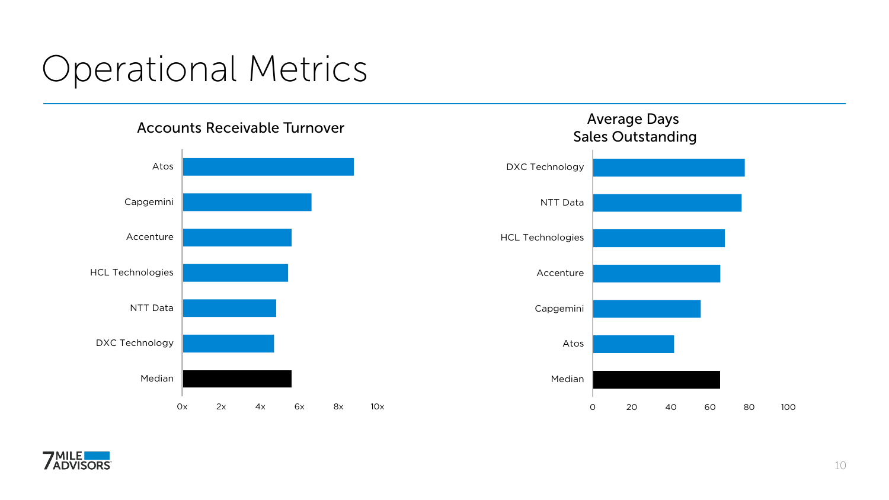# Operational Metrics

## Accounts Receivable Turnover

- Atos
- Capgemini
- Accenture
- HCL Technologies
- NTT Data
- DXC Technology
- Median

0x 2x 4x 6x 8x 10x

## Average Days Sales Outstanding

- DXC Technology
- NTT Data
- HCL Technologies
- Accenture
- Capgemini
- Atos
- Median

0 20 40 60 80 100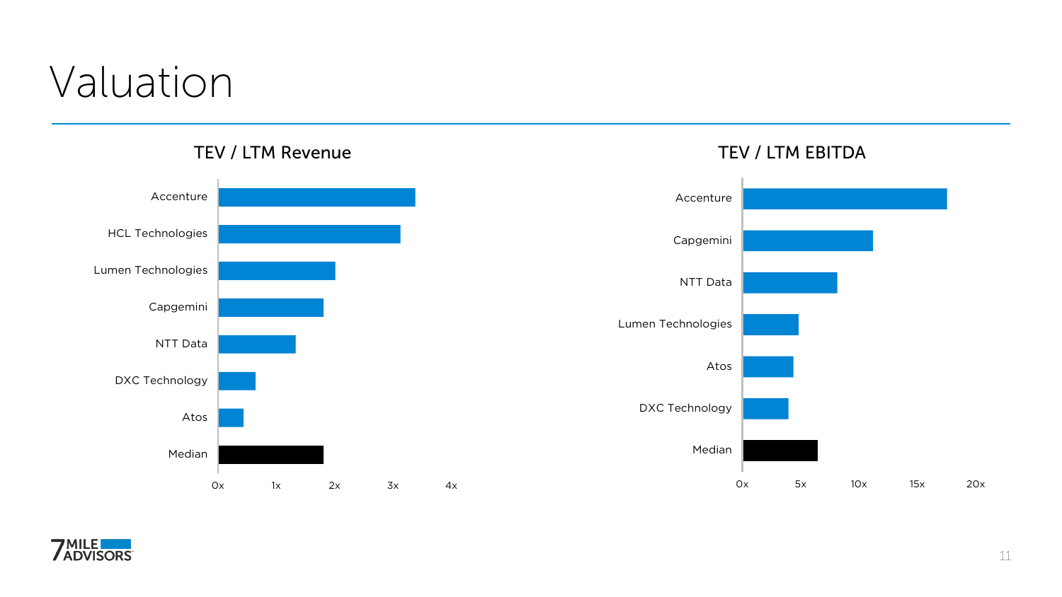# Valuation

### TEV / LTM Revenue

- Accenture
- HCL Technologies
- Lumen Technologies
- Capgemini
- NTT Data
- DXC Technology
- Atos
- Median

0x 1x 2x 3x 4x

### TEV / LTM EBITDA

- Accenture
- Capgemini
- NTT Data
- Lumen Technologies
- Atos
- DXC Technology
- Median

0x 5x 10x 15x 20x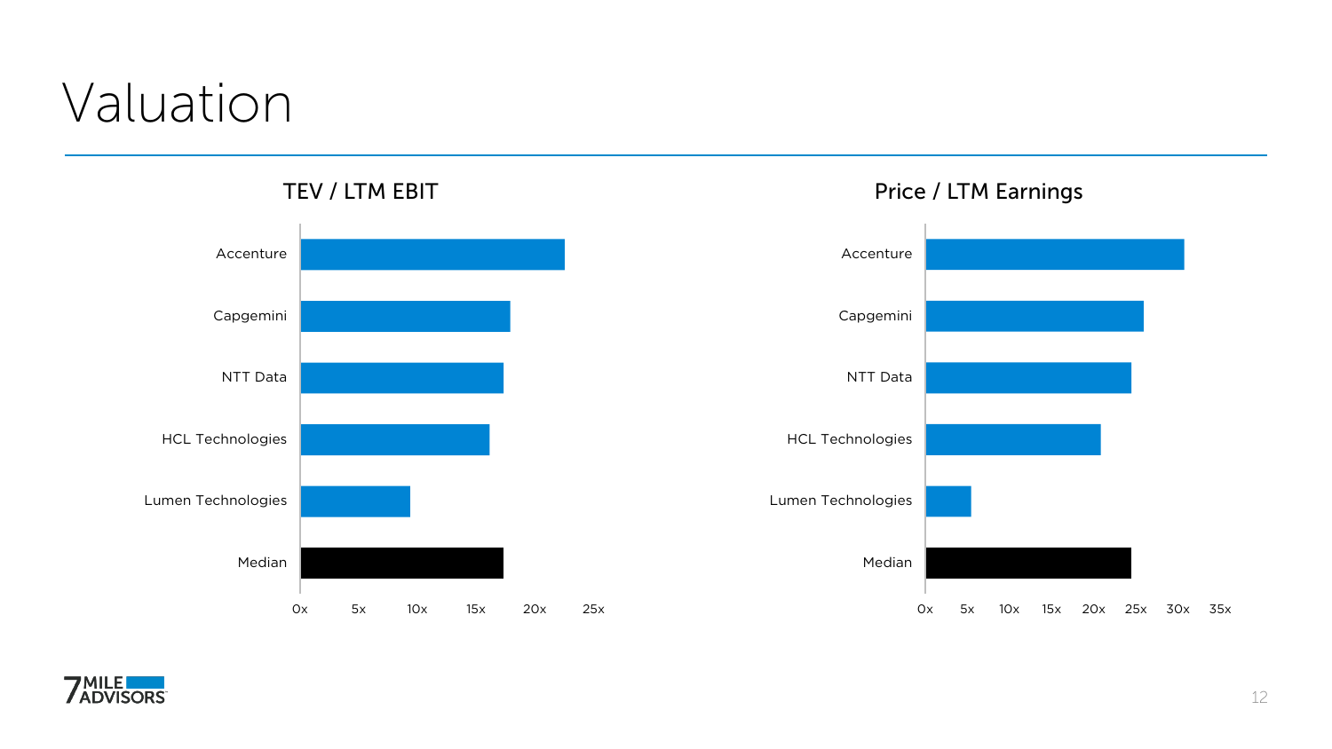# Valuation

### TEV / LTM EBIT

- Accenture
- Capgemini
- NTT Data
- HCL Technologies
- Lumen Technologies
- Median

0x 5x 10x 15x 20x 25x

### Price / LTM Earnings

- Accenture
- Capgemini
- NTT Data
- HCL Technologies
- Lumen Technologies
- Median

0x 5x 10x 15x 20x 25x 30x 35x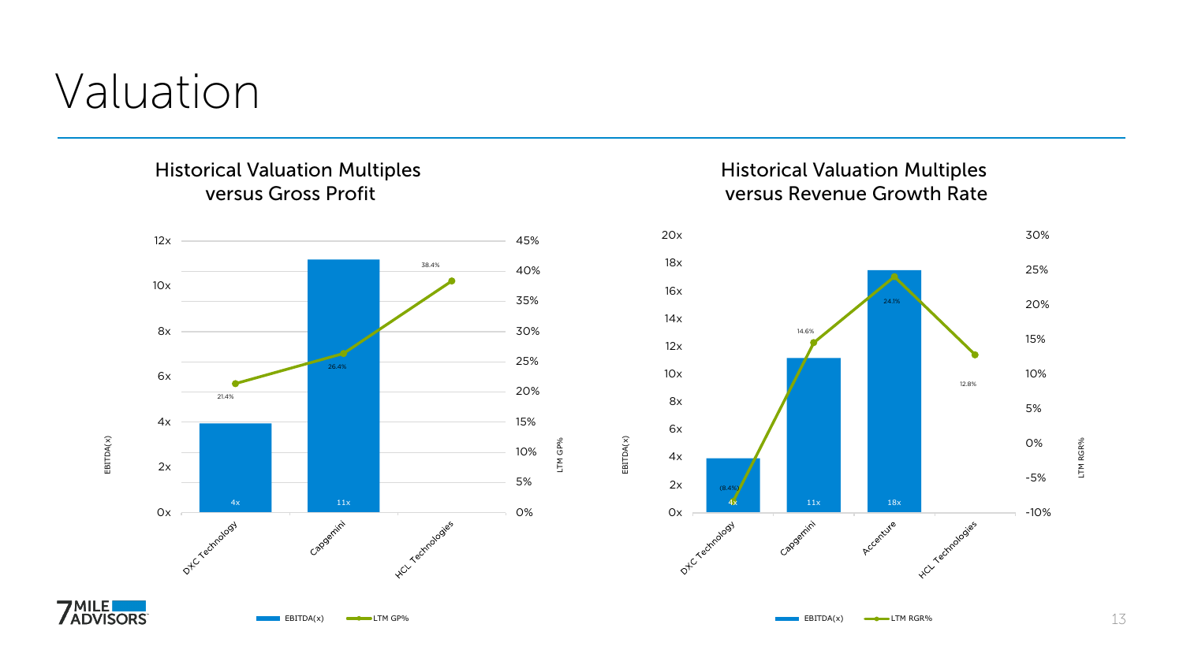# Valuation

## Historical Valuation Multiples versus Gross Profit

| Company | EBITDA(x) | LTM GP% |
|---|---|---|
| DXC Technology | 4x | 21.4% |
| Capgemini | 11x | 26.4% |
| HCL Technologies | | 38.4% |

## Historical Valuation Multiples versus Revenue Growth Rate

| Company | EBITDA(x) | LTM RGR% |
|---|---|---|
| DXC Technology | 4x | (8.4%) |
| Capgemini | 11x | 14.6% |
| Accenture | 18x | 24.1% |
| HCL Technologies | | 12.8% |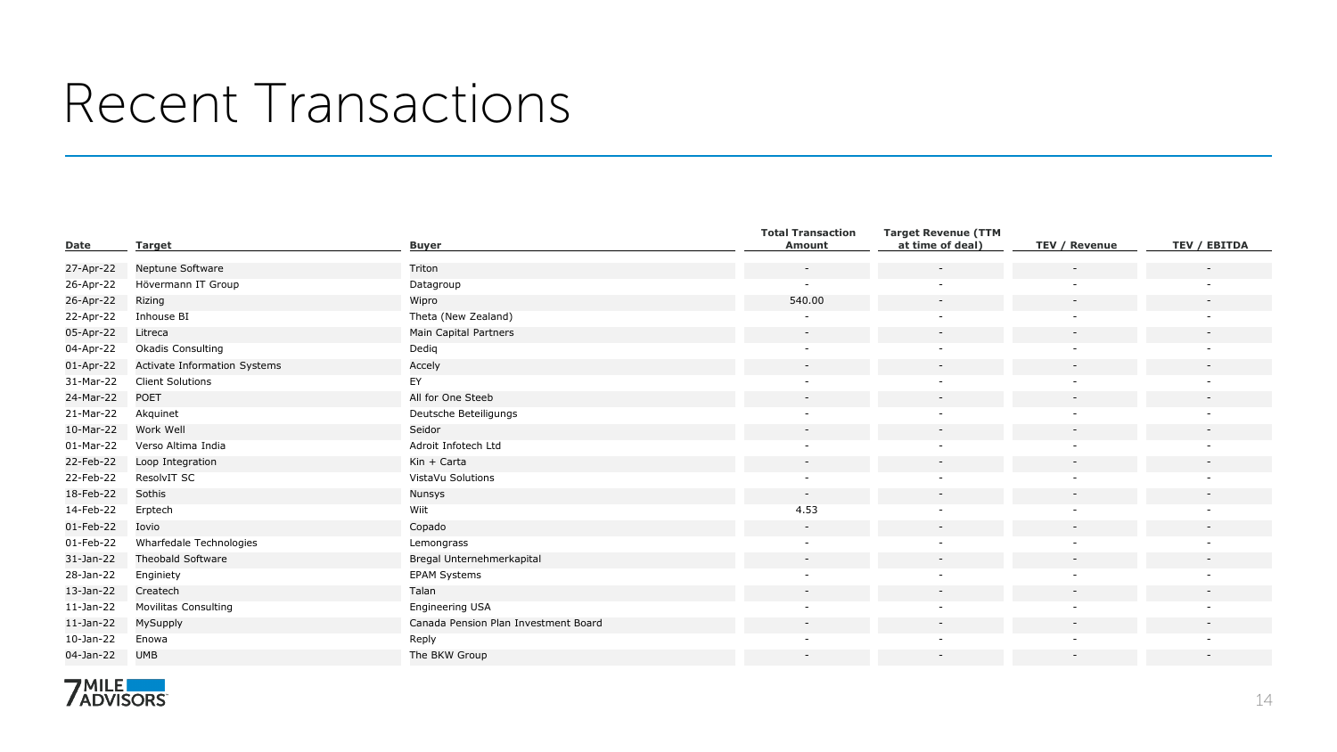# Recent Transactions

| Date | Target | Buyer | Total Transaction Amount | Target Revenue (TTM at time of deal) | TEV / Revenue | TEV / EBITDA |
|---|---|---|---|---|---|---|
| 27-Apr-22 | Neptune Software | Triton | - | - | - | - |
| 26-Apr-22 | Hövermann IT Group | Datagroup | - | - | - | - |
| 26-Apr-22 | Rizing | Wipro | 540.00 | - | - | - |
| 22-Apr-22 | Inhouse BI | Theta (New Zealand) | - | - | - | - |
| 05-Apr-22 | Litreca | Main Capital Partners | - | - | - | - |
| 04-Apr-22 | Okadis Consulting | Dediq | - | - | - | - |
| 01-Apr-22 | Activate Information Systems | Accely | - | - | - | - |
| 31-Mar-22 | Client Solutions | EY | - | - | - | - |
| 24-Mar-22 | POET | All for One Steeb | - | - | - | - |
| 21-Mar-22 | Akquinet | Deutsche Beteiligungs | - | - | - | - |
| 10-Mar-22 | Work Well | Seidor | - | - | - | - |
| 01-Mar-22 | Verso Altima India | Adroit Infotech Ltd | - | - | - | - |
| 22-Feb-22 | Loop Integration | Kin + Carta | - | - | - | - |
| 22-Feb-22 | ResolvIT SC | VistaVu Solutions | - | - | - | - |
| 18-Feb-22 | Sothis | Nunsys | - | - | - | - |
| 14-Feb-22 | Erptech | Wiit | 4.53 | - | - | - |
| 01-Feb-22 | Iovio | Copado | - | - | - | - |
| 01-Feb-22 | Wharfedale Technologies | Lemongrass | - | - | - | - |
| 31-Jan-22 | Theobald Software | Bregal Unternehmerkapital | - | - | - | - |
| 28-Jan-22 | Enginiety | EPAM Systems | - | - | - | - |
| 13-Jan-22 | Createch | Talan | - | - | - | - |
| 11-Jan-22 | Movilitas Consulting | Engineering USA | - | - | - | - |
| 11-Jan-22 | MySupply | Canada Pension Plan Investment Board | - | - | - | - |
| 10-Jan-22 | Enowa | Reply | - | - | - | - |
| 04-Jan-22 | UMB | The BKW Group | - | - | - | - |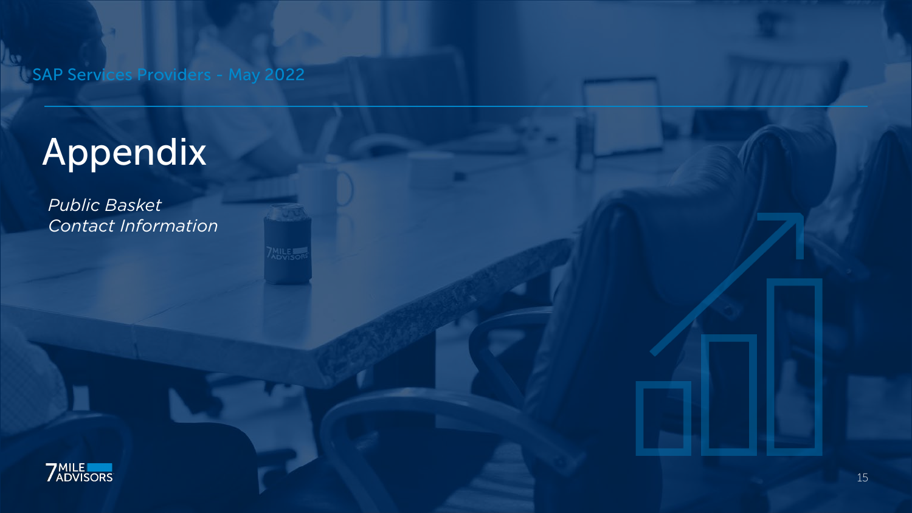SAP Services Providers - May 2022

# Appendix

*Public Basket*
*Contact Information*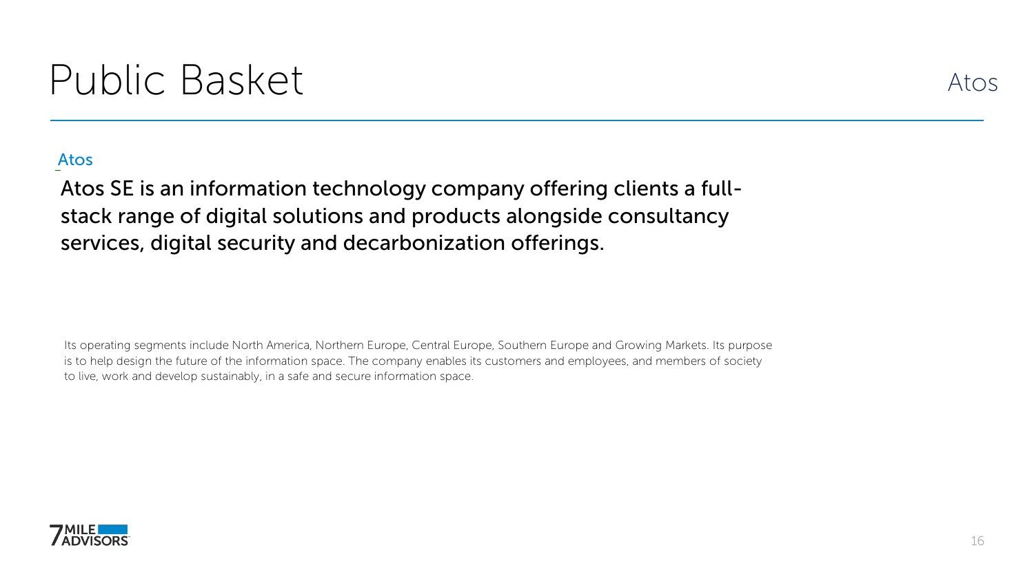# Public Basket

Atos

## Atos

Atos SE is an information technology company offering clients a full-stack range of digital solutions and products alongside consultancy services, digital security and decarbonization offerings.

Its operating segments include North America, Northern Europe, Central Europe, Southern Europe and Growing Markets. Its purpose is to help design the future of the information space. The company enables its customers and employees, and members of society to live, work and develop sustainably, in a safe and secure information space.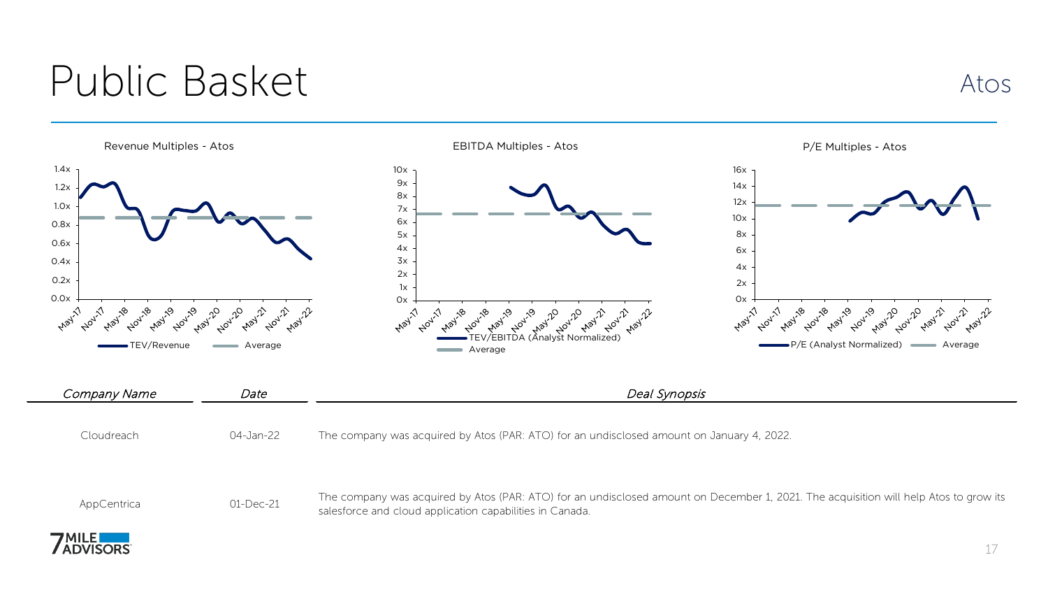# Public Basket

Atos

Revenue Multiples - Atos

EBITDA Multiples - Atos

P/E Multiples - Atos

| *Company Name* | *Date* | *Deal Synopsis* |
|---|---|---|
| Cloudreach | 04-Jan-22 | The company was acquired by Atos (PAR: ATO) for an undisclosed amount on January 4, 2022. |
| AppCentrica | 01-Dec-21 | The company was acquired by Atos (PAR: ATO) for an undisclosed amount on December 1, 2021. The acquisition will help Atos to grow its salesforce and cloud application capabilities in Canada. |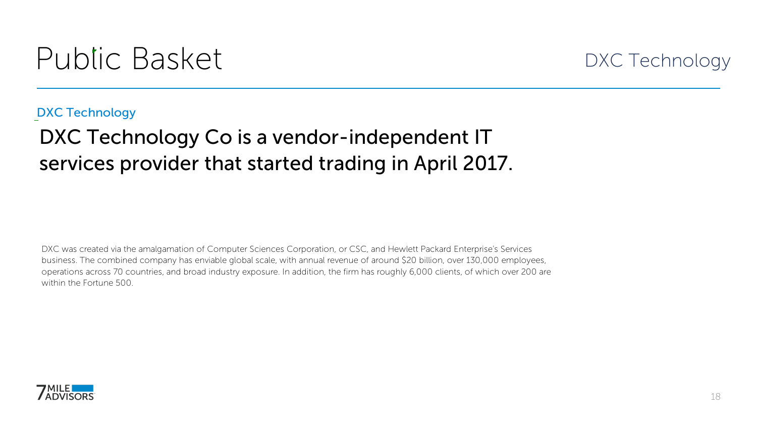# Public Basket

DXC Technology

## DXC Technology

### DXC Technology Co is a vendor-independent IT services provider that started trading in April 2017.

DXC was created via the amalgamation of Computer Sciences Corporation, or CSC, and Hewlett Packard Enterprise's Services business. The combined company has enviable global scale, with annual revenue of around $20 billion, over 130,000 employees, operations across 70 countries, and broad industry exposure. In addition, the firm has roughly 6,000 clients, of which over 200 are within the Fortune 500.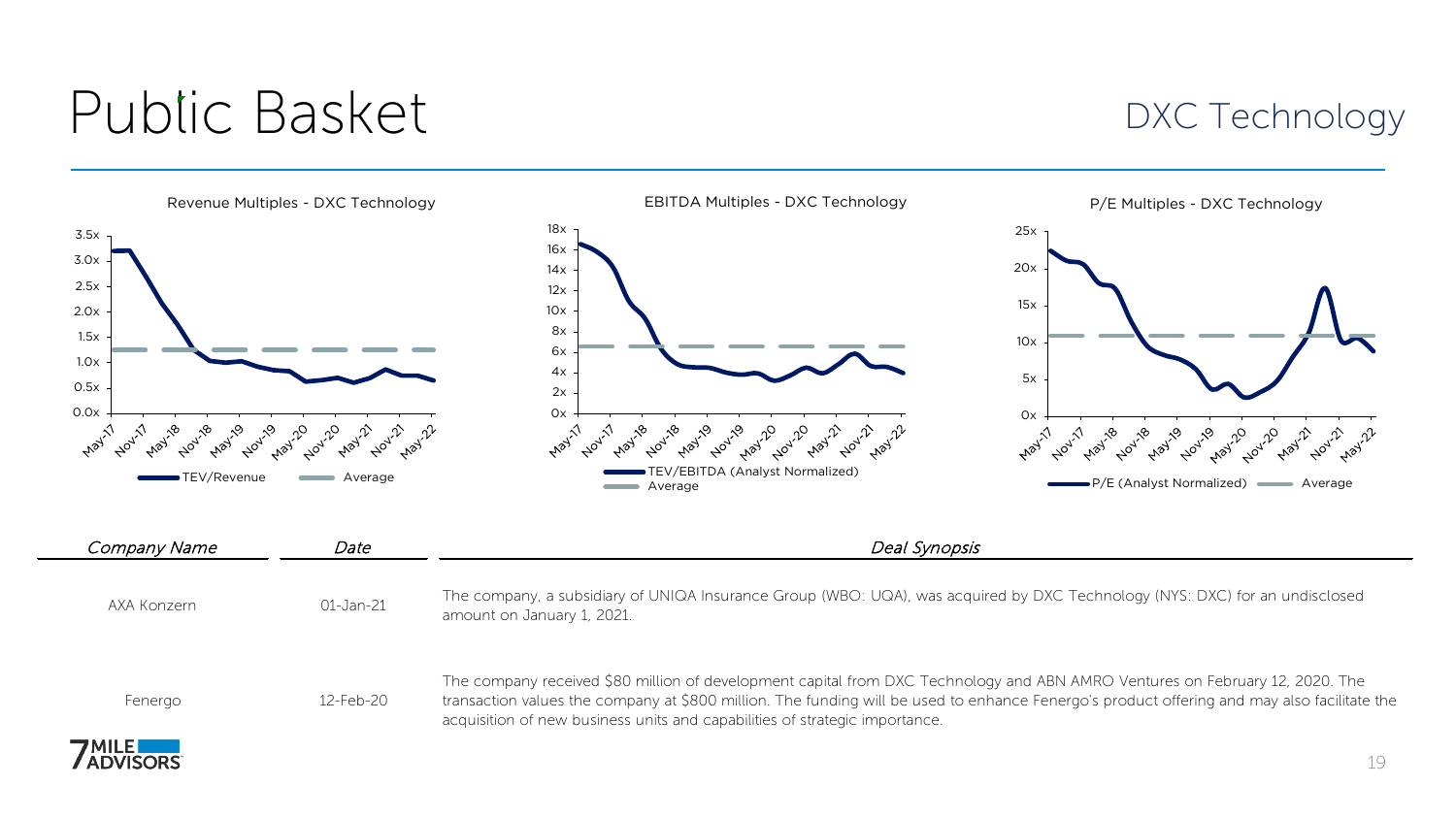# Public Basket

## DXC Technology

Revenue Multiples - DXC Technology

EBITDA Multiples - DXC Technology

P/E Multiples - DXC Technology

| *Company Name* | *Date* | *Deal Synopsis* |
|---|---|---|
| AXA Konzern | 01-Jan-21 | The company, a subsidiary of UNIQA Insurance Group (WBO: UQA), was acquired by DXC Technology (NYS: DXC) for an undisclosed amount on January 1, 2021. |
| Fenergo | 12-Feb-20 | The company received $80 million of development capital from DXC Technology and ABN AMRO Ventures on February 12, 2020. The transaction values the company at $800 million. The funding will be used to enhance Fenergo's product offering and may also facilitate the acquisition of new business units and capabilities of strategic importance. |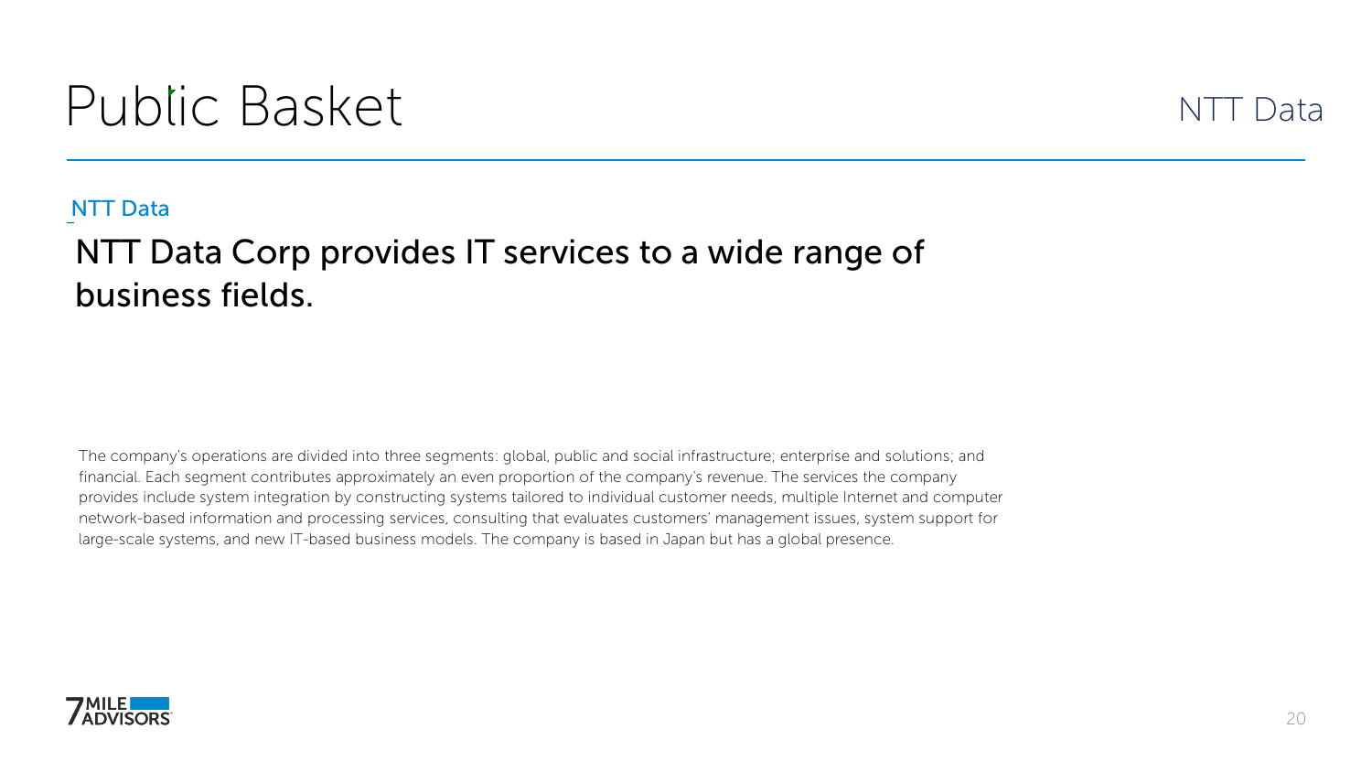# Public Basket

NTT Data

## NTT Data

### NTT Data Corp provides IT services to a wide range of business fields.

The company's operations are divided into three segments: global, public and social infrastructure; enterprise and solutions; and financial. Each segment contributes approximately an even proportion of the company's revenue. The services the company provides include system integration by constructing systems tailored to individual customer needs, multiple Internet and computer network-based information and processing services, consulting that evaluates customers' management issues, system support for large-scale systems, and new IT-based business models. The company is based in Japan but has a global presence.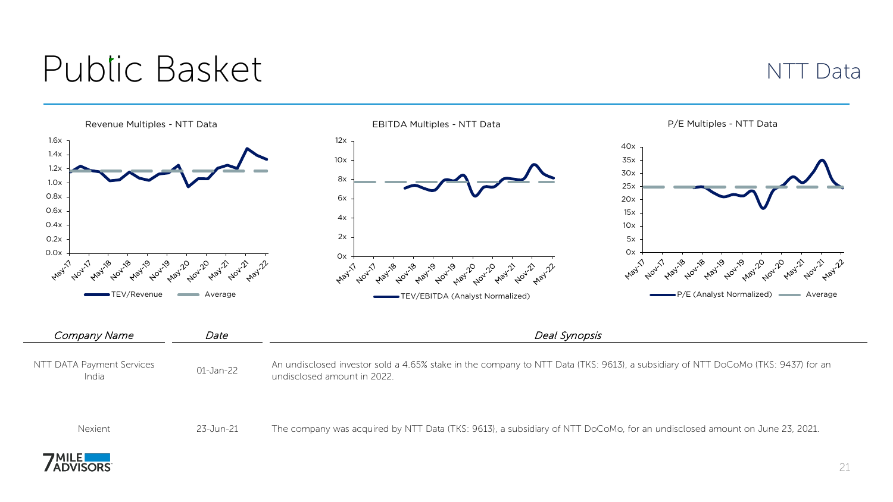# Public Basket

NTT Data

Revenue Multiples - NTT Data

EBITDA Multiples - NTT Data

P/E Multiples - NTT Data

| *Company Name* | *Date* | *Deal Synopsis* |
|---|---|---|
| NTT DATA Payment Services India | 01-Jan-22 | An undisclosed investor sold a 4.65% stake in the company to NTT Data (TKS: 9613), a subsidiary of NTT DoCoMo (TKS: 9437) for an undisclosed amount in 2022. |
| Nexient | 23-Jun-21 | The company was acquired by NTT Data (TKS: 9613), a subsidiary of NTT DoCoMo, for an undisclosed amount on June 23, 2021. |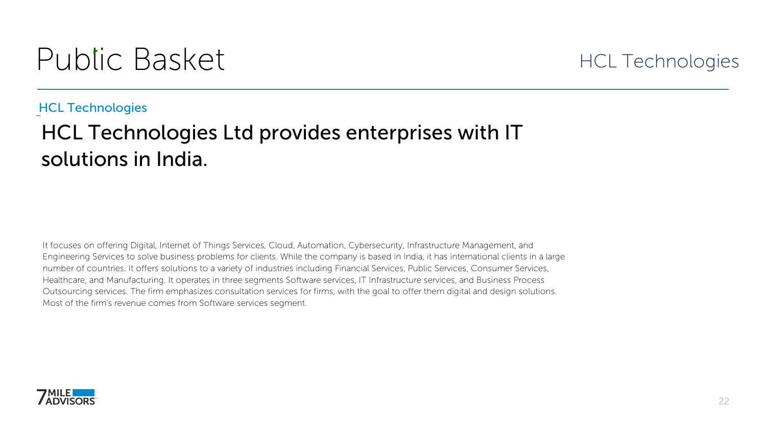# Public Basket

HCL Technologies

## HCL Technologies

### HCL Technologies Ltd provides enterprises with IT solutions in India.

It focuses on offering Digital, Internet of Things Services, Cloud, Automation, Cybersecurity, Infrastructure Management, and Engineering Services to solve business problems for clients. While the company is based in India, it has international clients in a large number of countries. It offers solutions to a variety of industries including Financial Services, Public Services, Consumer Services, Healthcare, and Manufacturing. It operates in three segments Software services, IT Infrastructure services, and Business Process Outsourcing services. The firm emphasizes consultation services for firms, with the goal to offer them digital and design solutions. Most of the firm's revenue comes from Software services segment.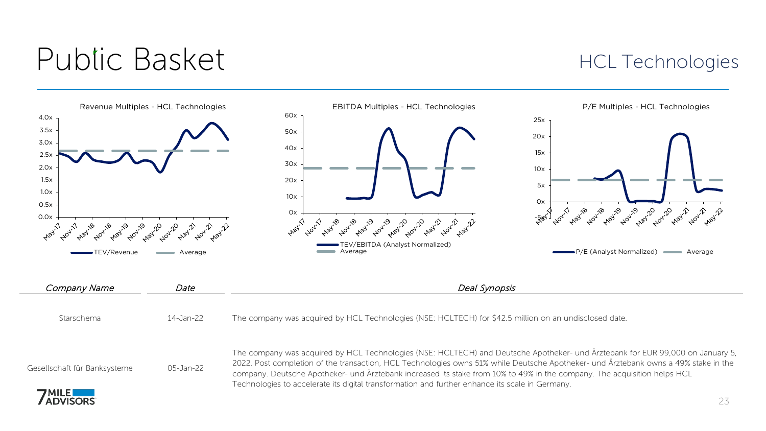# Public Basket

## HCL Technologies

Revenue Multiples - HCL Technologies

TEV/Revenue — Average

EBITDA Multiples - HCL Technologies

TEV/EBITDA (Analyst Normalized) — Average

P/E Multiples - HCL Technologies

P/E (Analyst Normalized) — Average

| *Company Name* | *Date* | *Deal Synopsis* |
|---|---|---|
| Starschema | 14-Jan-22 | The company was acquired by HCL Technologies (NSE: HCLTECH) for $42.5 million on an undisclosed date. |
| Gesellschaft für Banksysteme | 05-Jan-22 | The company was acquired by HCL Technologies (NSE: HCLTECH) and Deutsche Apotheker- und Ärztebank for EUR 99,000 on January 5, 2022. Post completion of the transaction, HCL Technologies owns 51% while Deutsche Apotheker- und Ärztebank owns a 49% stake in the company. Deutsche Apotheker- und Ärztebank increased its stake from 10% to 49% in the company. The acquisition helps HCL Technologies to accelerate its digital transformation and further enhance its scale in Germany. |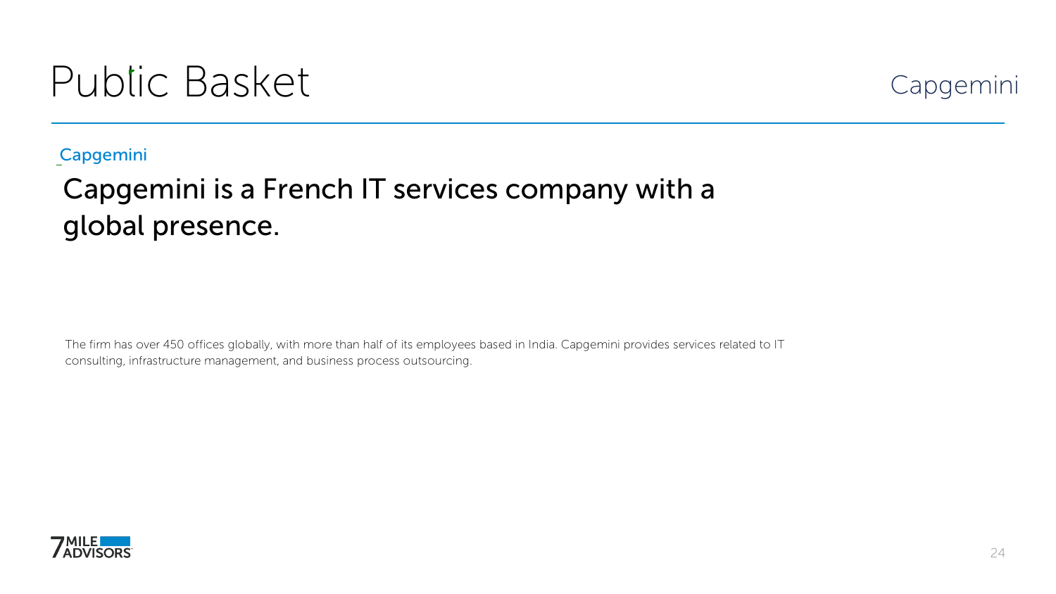# Public Basket

Capgemini

Capgemini

## Capgemini is a French IT services company with a global presence.

The firm has over 450 offices globally, with more than half of its employees based in India. Capgemini provides services related to IT consulting, infrastructure management, and business process outsourcing.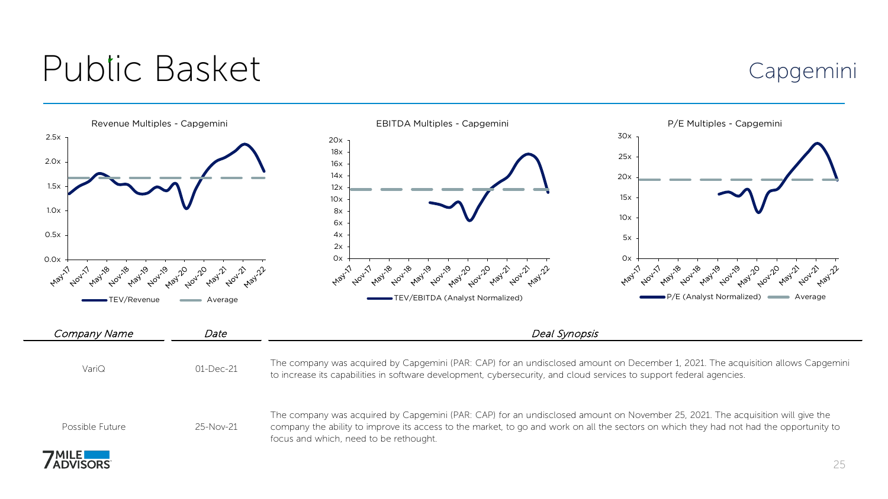# Public Basket

Capgemini

Revenue Multiples - Capgemini

EBITDA Multiples - Capgemini

P/E Multiples - Capgemini

| *Company Name* | *Date* | *Deal Synopsis* |
|---|---|---|
| VariQ | 01-Dec-21 | The company was acquired by Capgemini (PAR: CAP) for an undisclosed amount on December 1, 2021. The acquisition allows Capgemini to increase its capabilities in software development, cybersecurity, and cloud services to support federal agencies. |
| Possible Future | 25-Nov-21 | The company was acquired by Capgemini (PAR: CAP) for an undisclosed amount on November 25, 2021. The acquisition will give the company the ability to improve its access to the market, to go and work on all the sectors on which they had not had the opportunity to focus and which, need to be rethought. |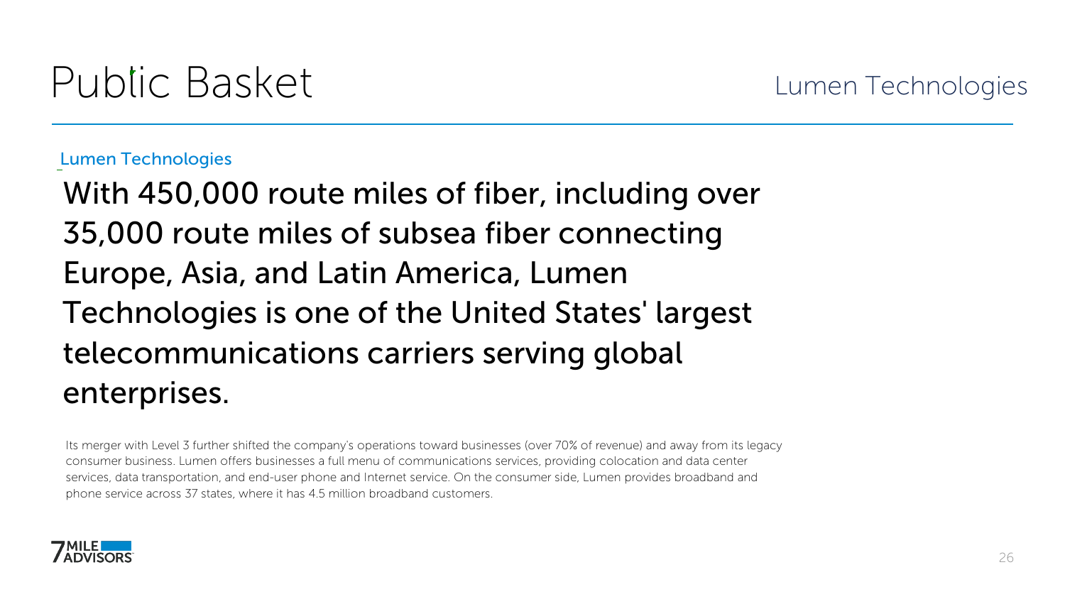# Public Basket

Lumen Technologies

## Lumen Technologies

With 450,000 route miles of fiber, including over 35,000 route miles of subsea fiber connecting Europe, Asia, and Latin America, Lumen Technologies is one of the United States' largest telecommunications carriers serving global enterprises.

Its merger with Level 3 further shifted the company's operations toward businesses (over 70% of revenue) and away from its legacy consumer business. Lumen offers businesses a full menu of communications services, providing colocation and data center services, data transportation, and end-user phone and Internet service. On the consumer side, Lumen provides broadband and phone service across 37 states, where it has 4.5 million broadband customers.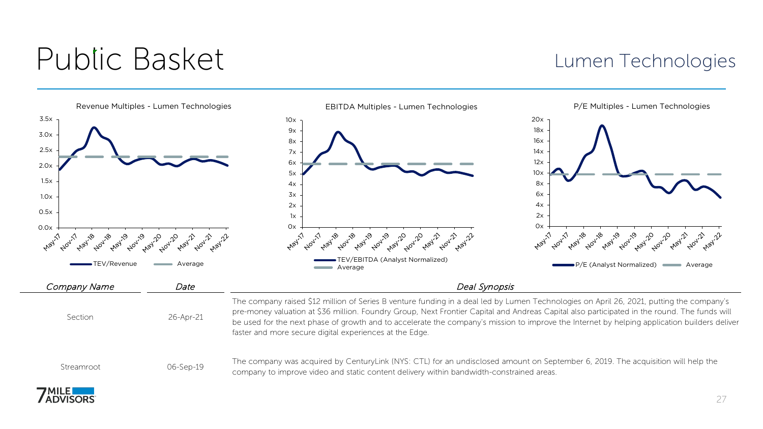# Public Basket

## Lumen Technologies

Revenue Multiples - Lumen Technologies

TEV/Revenue — Average

EBITDA Multiples - Lumen Technologies

TEV/EBITDA (Analyst Normalized) — Average

P/E Multiples - Lumen Technologies

P/E (Analyst Normalized) — Average

| *Company Name* | *Date* | *Deal Synopsis* |
|---|---|---|
| Section | 26-Apr-21 | The company raised $12 million of Series B venture funding in a deal led by Lumen Technologies on April 26, 2021, putting the company's pre-money valuation at $36 million. Foundry Group, Next Frontier Capital and Andreas Capital also participated in the round. The funds will be used for the next phase of growth and to accelerate the company's mission to improve the Internet by helping application builders deliver faster and more secure digital experiences at the Edge. |
| Streamroot | 06-Sep-19 | The company was acquired by CenturyLink (NYS: CTL) for an undisclosed amount on September 6, 2019. The acquisition will help the company to improve video and static content delivery within bandwidth-constrained areas. |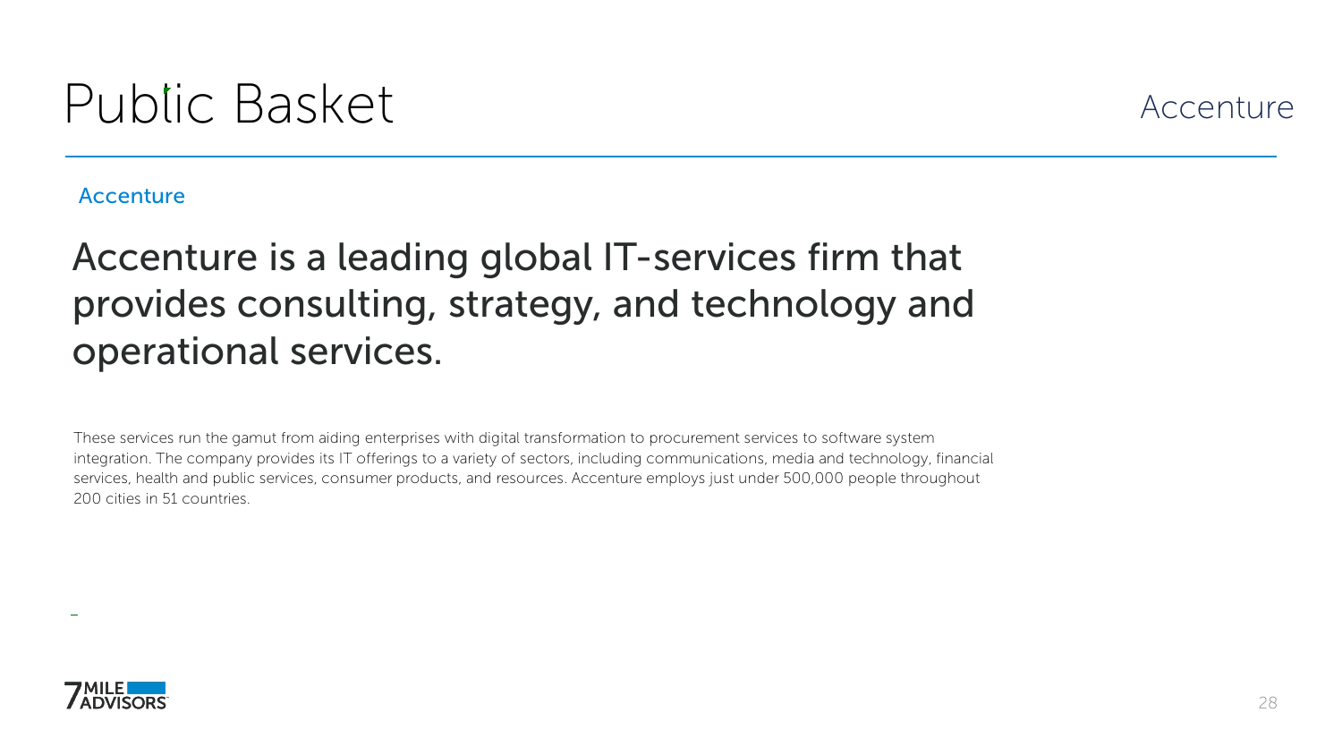# Public Basket

Accenture

## Accenture

### Accenture is a leading global IT-services firm that provides consulting, strategy, and technology and operational services.

These services run the gamut from aiding enterprises with digital transformation to procurement services to software system integration. The company provides its IT offerings to a variety of sectors, including communications, media and technology, financial services, health and public services, consumer products, and resources. Accenture employs just under 500,000 people throughout 200 cities in 51 countries.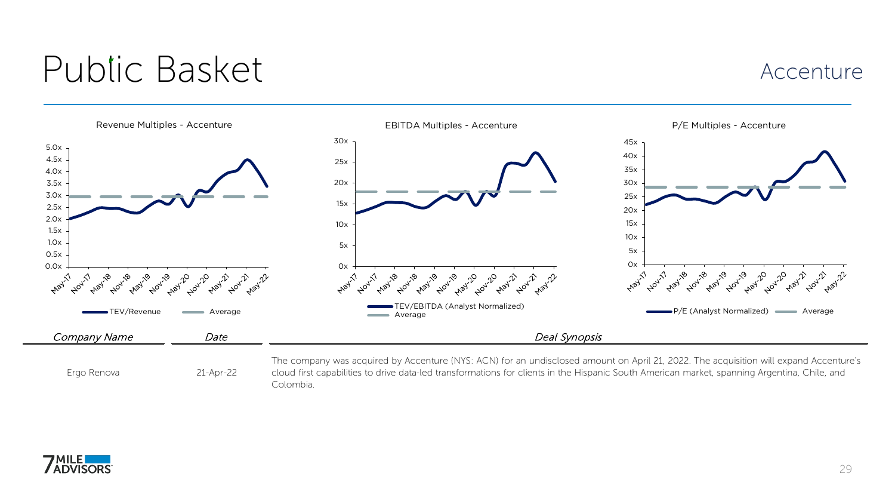# Public Basket

Accenture

Revenue Multiples - Accenture

EBITDA Multiples - Accenture

P/E Multiples - Accenture

| *Company Name* | *Date* | *Deal Synopsis* |
|---|---|---|
| Ergo Renova | 21-Apr-22 | The company was acquired by Accenture (NYS: ACN) for an undisclosed amount on April 21, 2022. The acquisition will expand Accenture's cloud first capabilities to drive data-led transformations for clients in the Hispanic South American market, spanning Argentina, Chile, and Colombia. |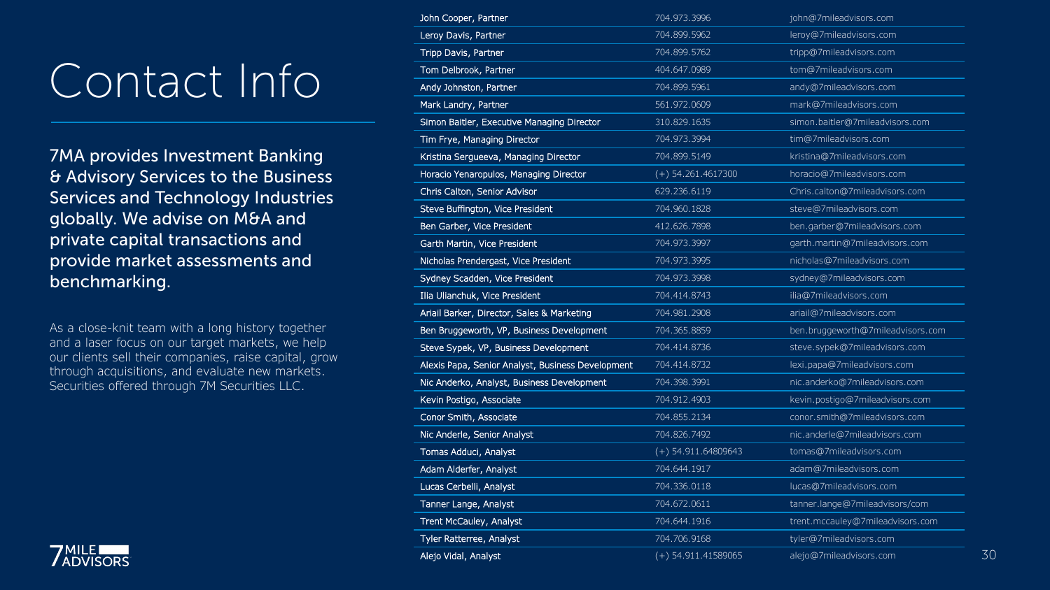# Contact Info

7MA provides Investment Banking & Advisory Services to the Business Services and Technology Industries globally. We advise on M&A and private capital transactions and provide market assessments and benchmarking.

As a close-knit team with a long history together and a laser focus on our target markets, we help our clients sell their companies, raise capital, grow through acquisitions, and evaluate new markets. Securities offered through 7M Securities LLC.

| | | |
|---|---|---|
| John Cooper, Partner | 704.973.3996 | john@7mileadvisors.com |
| Leroy Davis, Partner | 704.899.5962 | leroy@7mileadvisors.com |
| Tripp Davis, Partner | 704.899.5762 | tripp@7mileadvisors.com |
| Tom Delbrook, Partner | 404.647.0989 | tom@7mileadvisors.com |
| Andy Johnston, Partner | 704.899.5961 | andy@7mileadvisors.com |
| Mark Landry, Partner | 561.972.0609 | mark@7mileadvisors.com |
| Simon Baitler, Executive Managing Director | 310.829.1635 | simon.baitler@7mileadvisors.com |
| Tim Frye, Managing Director | 704.973.3994 | tim@7mileadvisors.com |
| Kristina Sergueeva, Managing Director | 704.899.5149 | kristina@7mileadvisors.com |
| Horacio Yenaropulos, Managing Director | (+) 54.261.4617300 | horacio@7mileadvisors.com |
| Chris Calton, Senior Advisor | 629.236.6119 | Chris.calton@7mileadvisors.com |
| Steve Buffington, Vice President | 704.960.1828 | steve@7mileadvisors.com |
| Ben Garber, Vice President | 412.626.7898 | ben.garber@7mileadvisors.com |
| Garth Martin, Vice President | 704.973.3997 | garth.martin@7mileadvisors.com |
| Nicholas Prendergast, Vice President | 704.973.3995 | nicholas@7mileadvisors.com |
| Sydney Scadden, Vice President | 704.973.3998 | sydney@7mileadvisors.com |
| Ilia Ulianchuk, Vice President | 704.414.8743 | ilia@7mileadvisors.com |
| Ariail Barker, Director, Sales & Marketing | 704.981.2908 | ariail@7mileadvisors.com |
| Ben Bruggeworth, VP, Business Development | 704.365.8859 | ben.bruggeworth@7mileadvisors.com |
| Steve Sypek, VP, Business Development | 704.414.8736 | steve.sypek@7mileadvisors.com |
| Alexis Papa, Senior Analyst, Business Development | 704.414.8732 | lexi.papa@7mileadvisors.com |
| Nic Anderko, Analyst, Business Development | 704.398.3991 | nic.anderko@7mileadvisors.com |
| Kevin Postigo, Associate | 704.912.4903 | kevin.postigo@7mileadvisors.com |
| Conor Smith, Associate | 704.855.2134 | conor.smith@7mileadvisors.com |
| Nic Anderle, Senior Analyst | 704.826.7492 | nic.anderle@7mileadvisors.com |
| Tomas Adduci, Analyst | (+) 54.911.64809643 | tomas@7mileadvisors.com |
| Adam Alderfer, Analyst | 704.644.1917 | adam@7mileadvisors.com |
| Lucas Cerbelli, Analyst | 704.336.0118 | lucas@7mileadvisors.com |
| Tanner Lange, Analyst | 704.672.0611 | tanner.lange@7mileadvisors/com |
| Trent McCauley, Analyst | 704.644.1916 | trent.mccauley@7mileadvisors.com |
| Tyler Ratterree, Analyst | 704.706.9168 | tyler@7mileadvisors.com |
| Alejo Vidal, Analyst | (+) 54.911.41589065 | alejo@7mileadvisors.com |

7 MILE ADVISORS